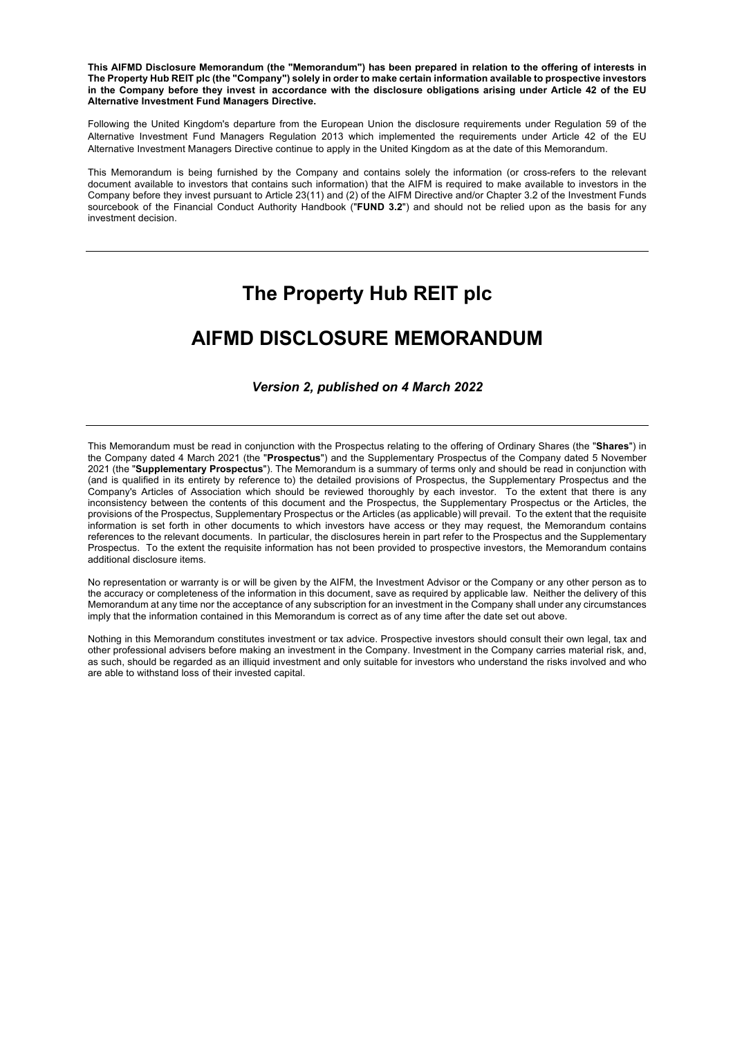**This AIFMD Disclosure Memorandum (the "Memorandum") has been prepared in relation to the offering of interests in The Property Hub REIT plc (the "Company") solely in order to make certain information available to prospective investors in the Company before they invest in accordance with the disclosure obligations arising under Article 42 of the EU Alternative Investment Fund Managers Directive.**

Following the United Kingdom's departure from the European Union the disclosure requirements under Regulation 59 of the Alternative Investment Fund Managers Regulation 2013 which implemented the requirements under Article 42 of the EU Alternative Investment Managers Directive continue to apply in the United Kingdom as at the date of this Memorandum.

This Memorandum is being furnished by the Company and contains solely the information (or cross-refers to the relevant document available to investors that contains such information) that the AIFM is required to make available to investors in the Company before they invest pursuant to Article 23(11) and (2) of the AIFM Directive and/or Chapter 3.2 of the Investment Funds sourcebook of the Financial Conduct Authority Handbook ("**FUND 3.2**") and should not be relied upon as the basis for any investment decision.

---

# The Property Hub REIT plc

# AIFMD DISCLOSURE MEMORANDUM

***Version 2, published on 4 March 2022***

---

This Memorandum must be read in conjunction with the Prospectus relating to the offering of Ordinary Shares (the "**Shares**") in the Company dated 4 March 2021 (the "**Prospectus**") and the Supplementary Prospectus of the Company dated 5 November 2021 (the "**Supplementary Prospectus**"). The Memorandum is a summary of terms only and should be read in conjunction with (and is qualified in its entirety by reference to) the detailed provisions of Prospectus, the Supplementary Prospectus and the Company's Articles of Association which should be reviewed thoroughly by each investor. To the extent that there is any inconsistency between the contents of this document and the Prospectus, the Supplementary Prospectus or the Articles, the provisions of the Prospectus, Supplementary Prospectus or the Articles (as applicable) will prevail. To the extent that the requisite information is set forth in other documents to which investors have access or they may request, the Memorandum contains references to the relevant documents. In particular, the disclosures herein in part refer to the Prospectus and the Supplementary Prospectus. To the extent the requisite information has not been provided to prospective investors, the Memorandum contains additional disclosure items.

No representation or warranty is or will be given by the AIFM, the Investment Advisor or the Company or any other person as to the accuracy or completeness of the information in this document, save as required by applicable law. Neither the delivery of this Memorandum at any time nor the acceptance of any subscription for an investment in the Company shall under any circumstances imply that the information contained in this Memorandum is correct as of any time after the date set out above.

Nothing in this Memorandum constitutes investment or tax advice. Prospective investors should consult their own legal, tax and other professional advisers before making an investment in the Company. Investment in the Company carries material risk, and, as such, should be regarded as an illiquid investment and only suitable for investors who understand the risks involved and who are able to withstand loss of their invested capital.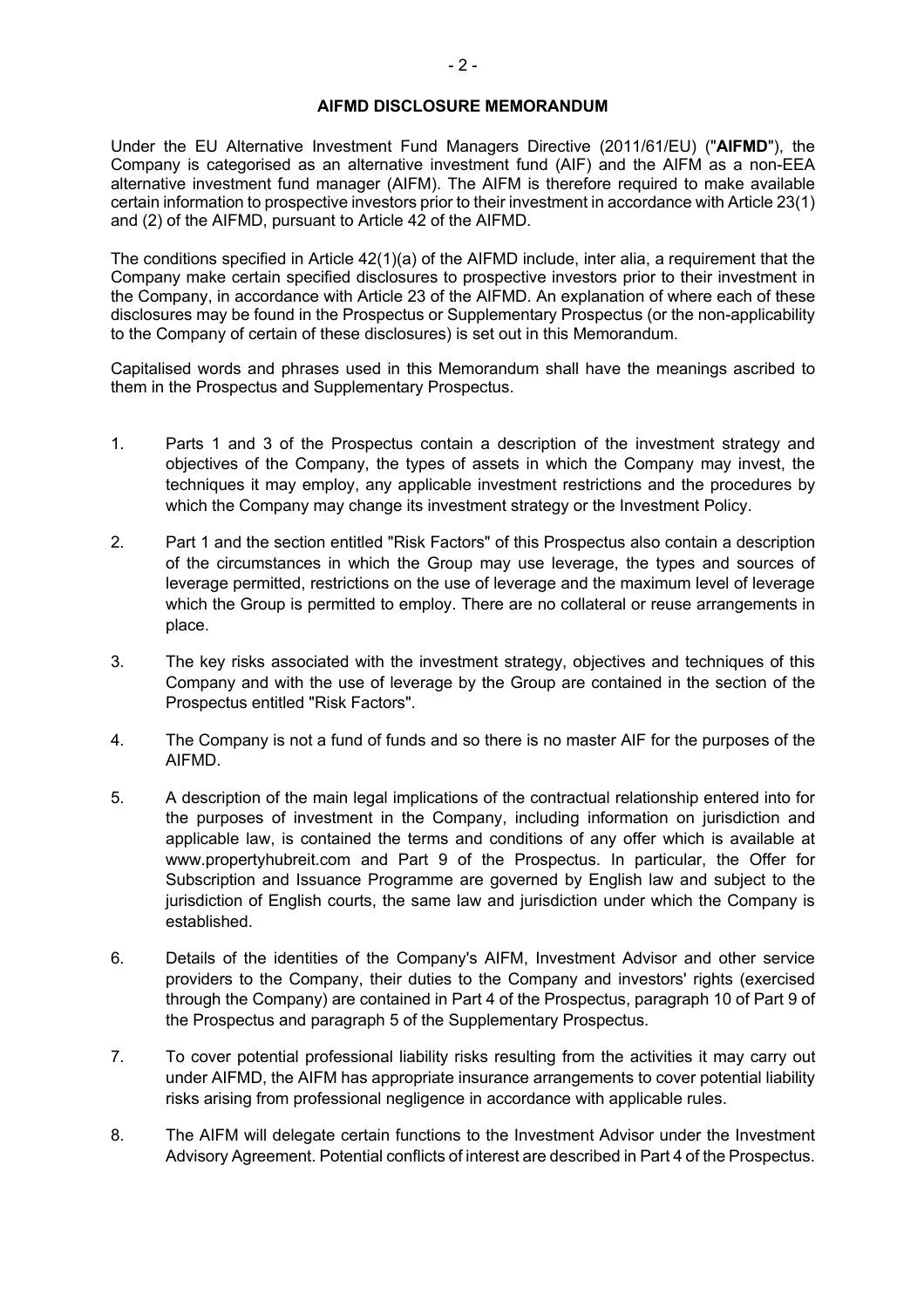## AIFMD DISCLOSURE MEMORANDUM

Under the EU Alternative Investment Fund Managers Directive (2011/61/EU) ("**AIFMD**"), the Company is categorised as an alternative investment fund (AIF) and the AIFM as a non-EEA alternative investment fund manager (AIFM). The AIFM is therefore required to make available certain information to prospective investors prior to their investment in accordance with Article 23(1) and (2) of the AIFMD, pursuant to Article 42 of the AIFMD.

The conditions specified in Article 42(1)(a) of the AIFMD include, inter alia, a requirement that the Company make certain specified disclosures to prospective investors prior to their investment in the Company, in accordance with Article 23 of the AIFMD. An explanation of where each of these disclosures may be found in the Prospectus or Supplementary Prospectus (or the non-applicability to the Company of certain of these disclosures) is set out in this Memorandum.

Capitalised words and phrases used in this Memorandum shall have the meanings ascribed to them in the Prospectus and Supplementary Prospectus.

1. Parts 1 and 3 of the Prospectus contain a description of the investment strategy and objectives of the Company, the types of assets in which the Company may invest, the techniques it may employ, any applicable investment restrictions and the procedures by which the Company may change its investment strategy or the Investment Policy.

2. Part 1 and the section entitled "Risk Factors" of this Prospectus also contain a description of the circumstances in which the Group may use leverage, the types and sources of leverage permitted, restrictions on the use of leverage and the maximum level of leverage which the Group is permitted to employ. There are no collateral or reuse arrangements in place.

3. The key risks associated with the investment strategy, objectives and techniques of this Company and with the use of leverage by the Group are contained in the section of the Prospectus entitled "Risk Factors".

4. The Company is not a fund of funds and so there is no master AIF for the purposes of the AIFMD.

5. A description of the main legal implications of the contractual relationship entered into for the purposes of investment in the Company, including information on jurisdiction and applicable law, is contained the terms and conditions of any offer which is available at www.propertyhubreit.com and Part 9 of the Prospectus. In particular, the Offer for Subscription and Issuance Programme are governed by English law and subject to the jurisdiction of English courts, the same law and jurisdiction under which the Company is established.

6. Details of the identities of the Company's AIFM, Investment Advisor and other service providers to the Company, their duties to the Company and investors' rights (exercised through the Company) are contained in Part 4 of the Prospectus, paragraph 10 of Part 9 of the Prospectus and paragraph 5 of the Supplementary Prospectus.

7. To cover potential professional liability risks resulting from the activities it may carry out under AIFMD, the AIFM has appropriate insurance arrangements to cover potential liability risks arising from professional negligence in accordance with applicable rules.

8. The AIFM will delegate certain functions to the Investment Advisor under the Investment Advisory Agreement. Potential conflicts of interest are described in Part 4 of the Prospectus.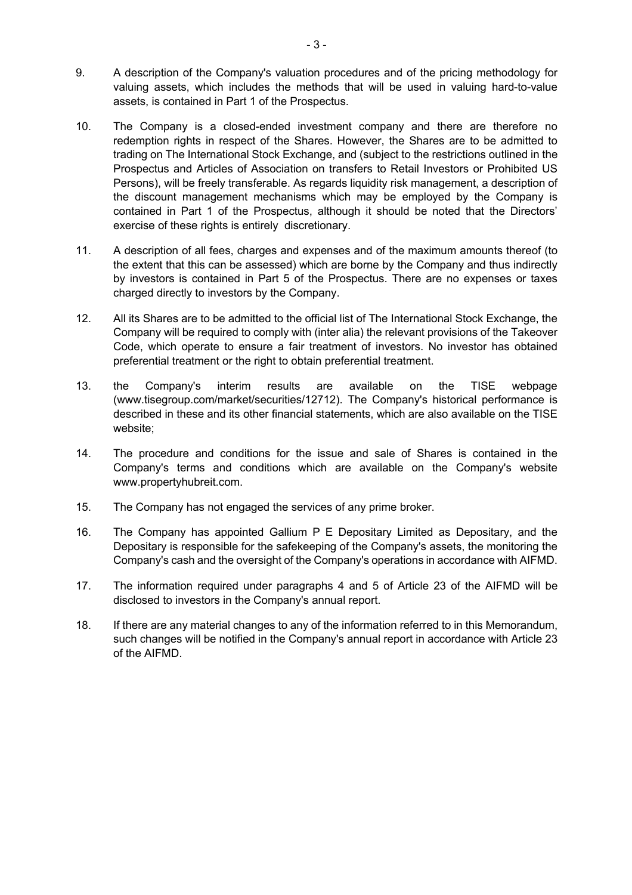9. A description of the Company's valuation procedures and of the pricing methodology for valuing assets, which includes the methods that will be used in valuing hard-to-value assets, is contained in Part 1 of the Prospectus.

10. The Company is a closed-ended investment company and there are therefore no redemption rights in respect of the Shares. However, the Shares are to be admitted to trading on The International Stock Exchange, and (subject to the restrictions outlined in the Prospectus and Articles of Association on transfers to Retail Investors or Prohibited US Persons), will be freely transferable. As regards liquidity risk management, a description of the discount management mechanisms which may be employed by the Company is contained in Part 1 of the Prospectus, although it should be noted that the Directors' exercise of these rights is entirely discretionary.

11. A description of all fees, charges and expenses and of the maximum amounts thereof (to the extent that this can be assessed) which are borne by the Company and thus indirectly by investors is contained in Part 5 of the Prospectus. There are no expenses or taxes charged directly to investors by the Company.

12. All its Shares are to be admitted to the official list of The International Stock Exchange, the Company will be required to comply with (inter alia) the relevant provisions of the Takeover Code, which operate to ensure a fair treatment of investors. No investor has obtained preferential treatment or the right to obtain preferential treatment.

13. the Company's interim results are available on the TISE webpage (www.tisegroup.com/market/securities/12712). The Company's historical performance is described in these and its other financial statements, which are also available on the TISE website;

14. The procedure and conditions for the issue and sale of Shares is contained in the Company's terms and conditions which are available on the Company's website www.propertyhubreit.com.

15. The Company has not engaged the services of any prime broker.

16. The Company has appointed Gallium P E Depositary Limited as Depositary, and the Depositary is responsible for the safekeeping of the Company's assets, the monitoring the Company's cash and the oversight of the Company's operations in accordance with AIFMD.

17. The information required under paragraphs 4 and 5 of Article 23 of the AIFMD will be disclosed to investors in the Company's annual report.

18. If there are any material changes to any of the information referred to in this Memorandum, such changes will be notified in the Company's annual report in accordance with Article 23 of the AIFMD.